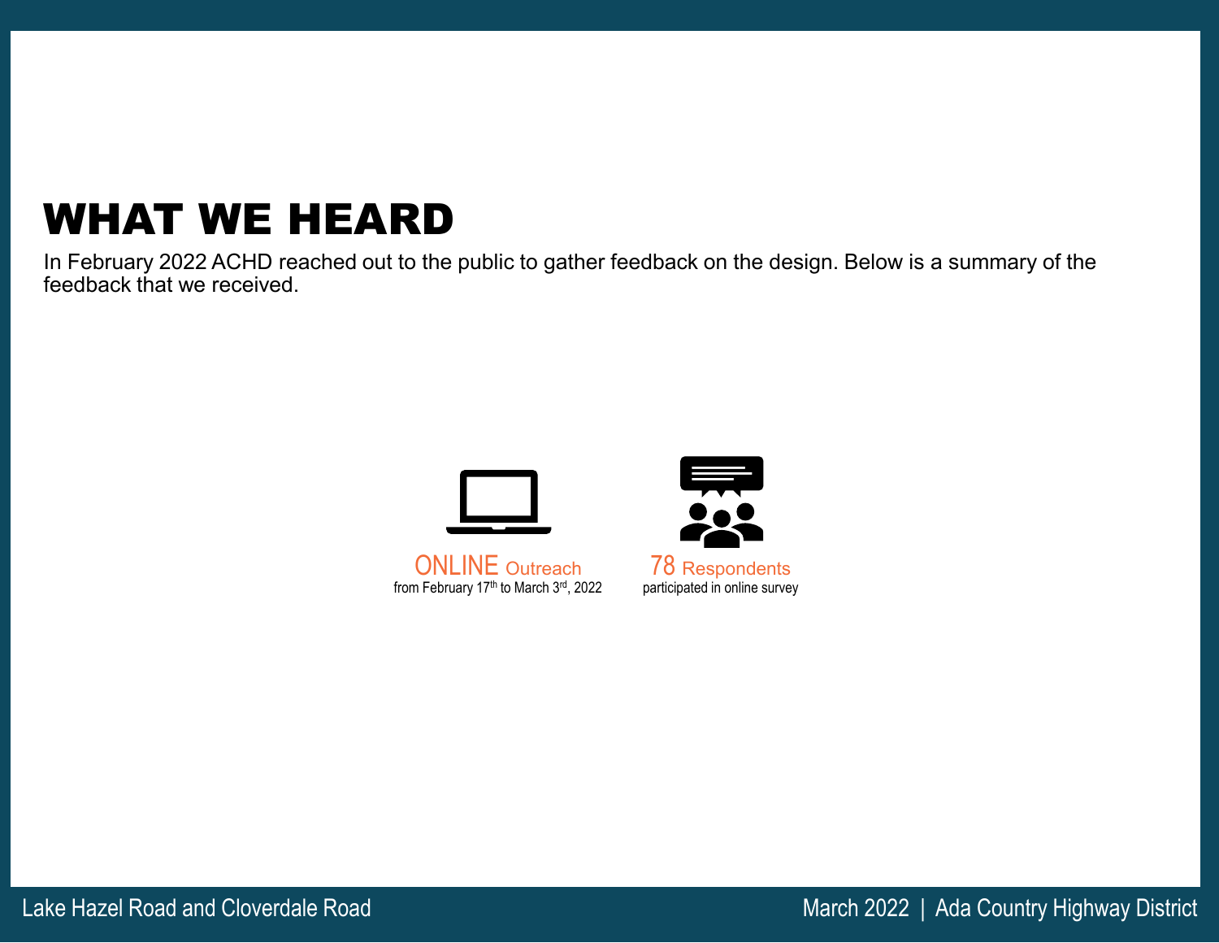# WHAT WE HEARD

In February 2022 ACHD reached out to the public to gather feedback on the design. Below is a summary of the feedback that we received.

**ONLINE Outreach**
from February 17th to March 3rd, 2022

**78 Respondents**
participated in online survey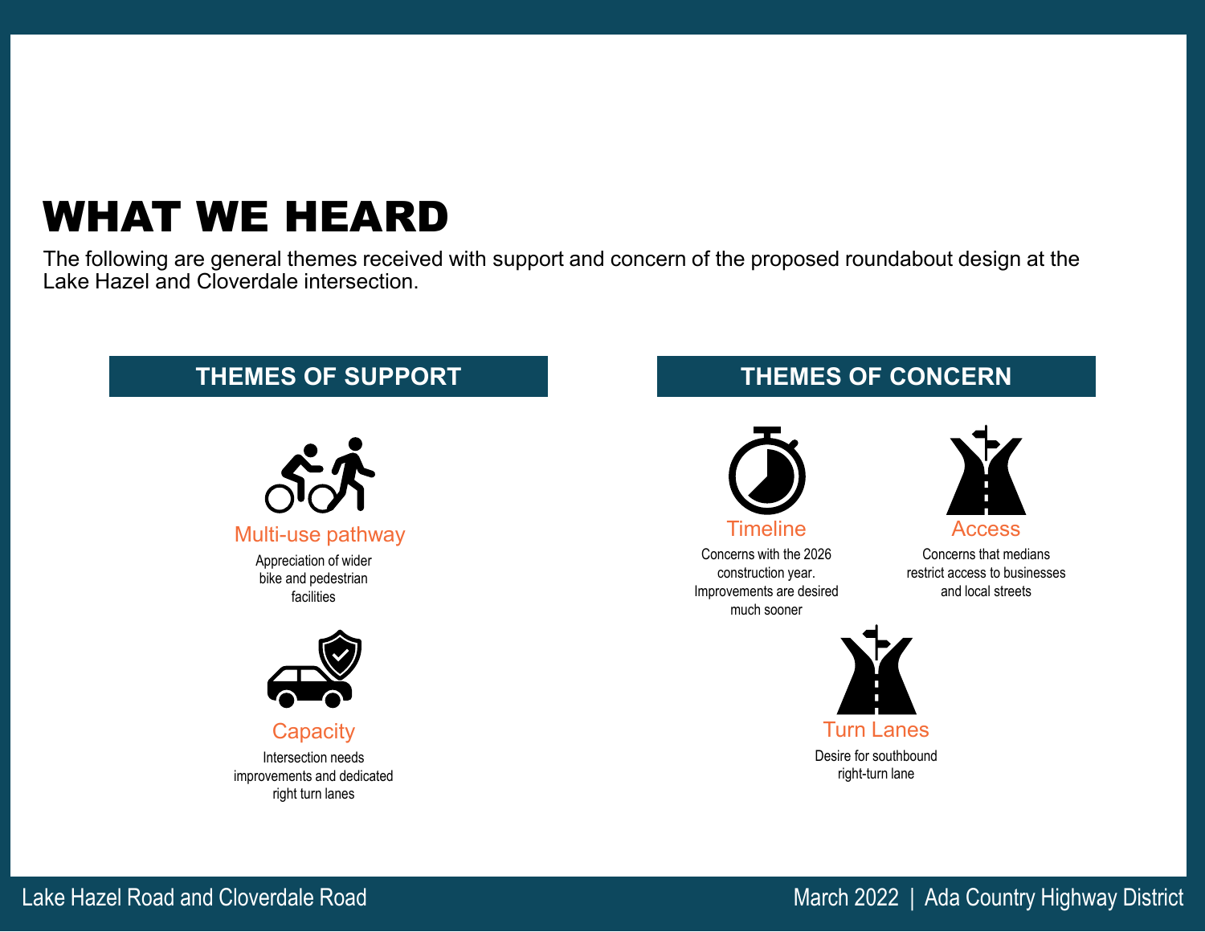# WHAT WE HEARD

The following are general themes received with support and concern of the proposed roundabout design at the Lake Hazel and Cloverdale intersection.

## THEMES OF SUPPORT

### Multi-use pathway

Appreciation of wider bike and pedestrian facilities

### Capacity

Intersection needs improvements and dedicated right turn lanes

## THEMES OF CONCERN

### Timeline

Concerns with the 2026 construction year. Improvements are desired much sooner

### Access

Concerns that medians restrict access to businesses and local streets

### Turn Lanes

Desire for southbound right-turn lane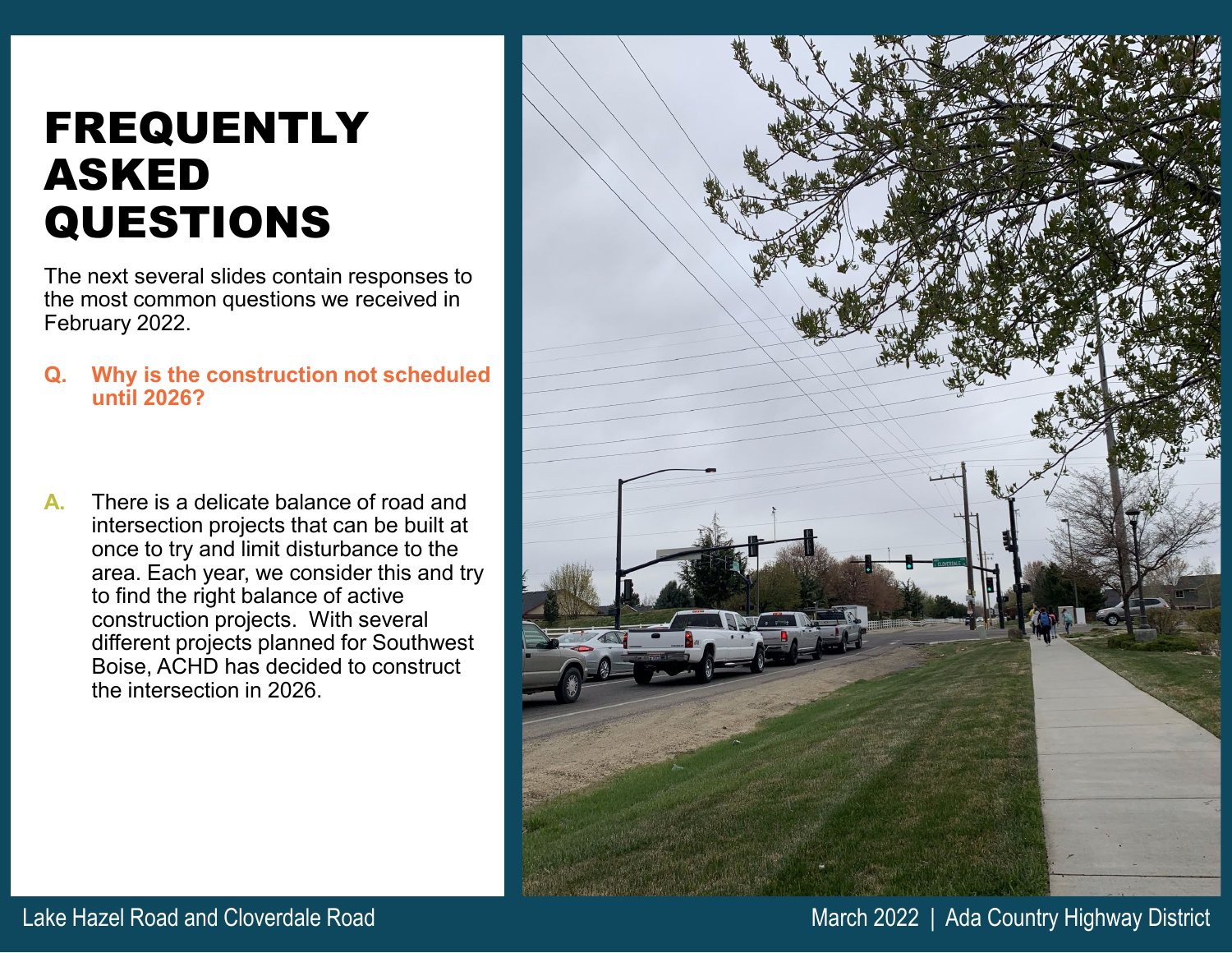# FREQUENTLY ASKED QUESTIONS

The next several slides contain responses to the most common questions we received in February 2022.

**Q. Why is the construction not scheduled until 2026?**

**A.** There is a delicate balance of road and intersection projects that can be built at once to try and limit disturbance to the area. Each year, we consider this and try to find the right balance of active construction projects. With several different projects planned for Southwest Boise, ACHD has decided to construct the intersection in 2026.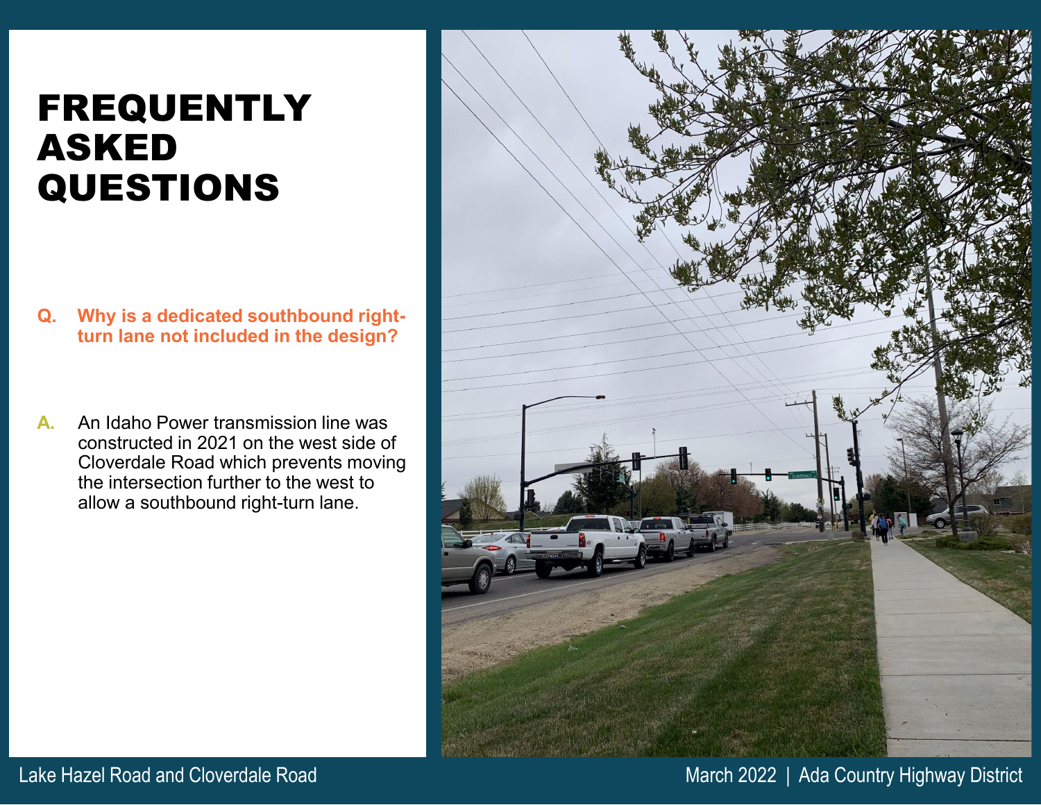# FREQUENTLY ASKED QUESTIONS

**Q. Why is a dedicated southbound right-turn lane not included in the design?**

**A.** An Idaho Power transmission line was constructed in 2021 on the west side of Cloverdale Road which prevents moving the intersection further to the west to allow a southbound right-turn lane.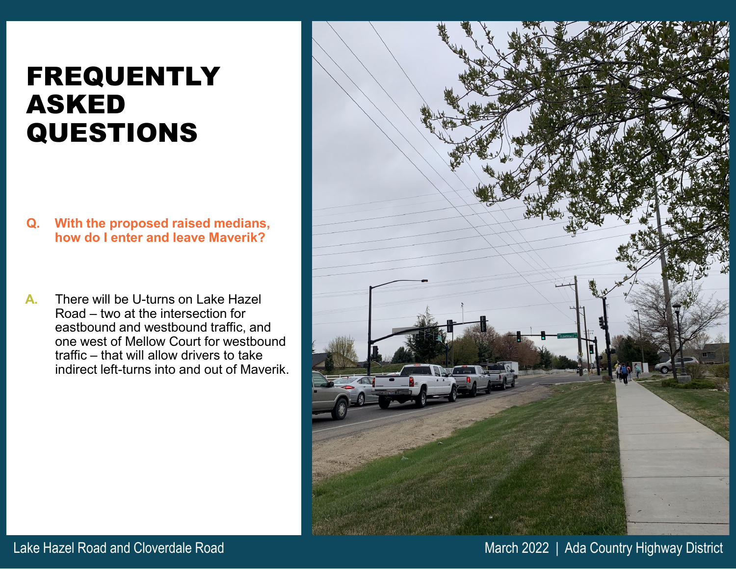# FREQUENTLY ASKED QUESTIONS

**Q. With the proposed raised medians, how do I enter and leave Maverik?**

**A.** There will be U-turns on Lake Hazel Road – two at the intersection for eastbound and westbound traffic, and one west of Mellow Court for westbound traffic – that will allow drivers to take indirect left-turns into and out of Maverik.